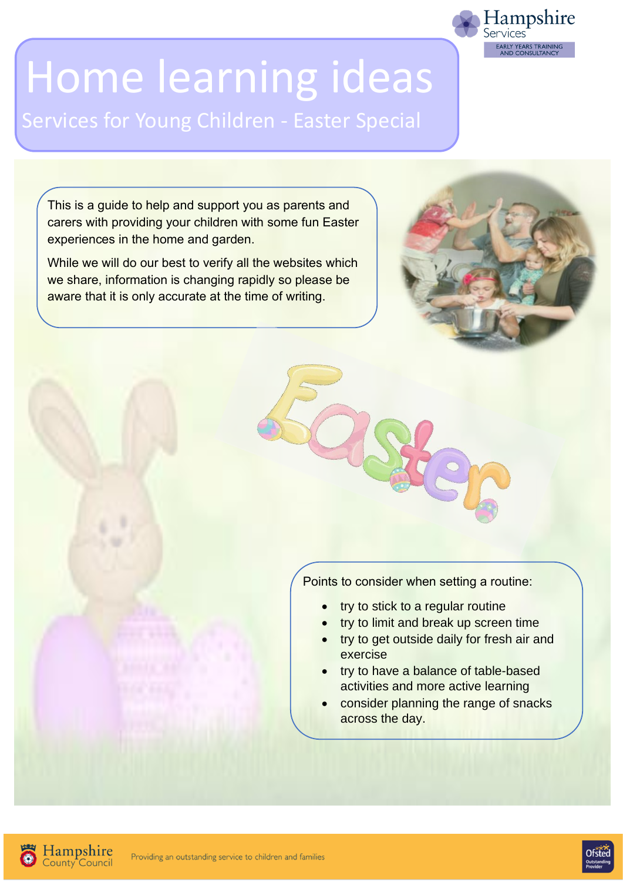# Home learning ideas

## Services for Young Children - Easter Special

This is a guide to help and support you as parents and carers with providing your children with some fun Easter experiences in the home and garden.

While we will do our best to verify all the websites which we share, information is changing rapidly so please be aware that it is only accurate at the time of writing.

Easter

Points to consider when setting a routine:

- try to stick to a regular routine
- try to limit and break up screen time
- try to get outside daily for fresh air and exercise
- try to have a balance of table-based activities and more active learning
- consider planning the range of snacks across the day.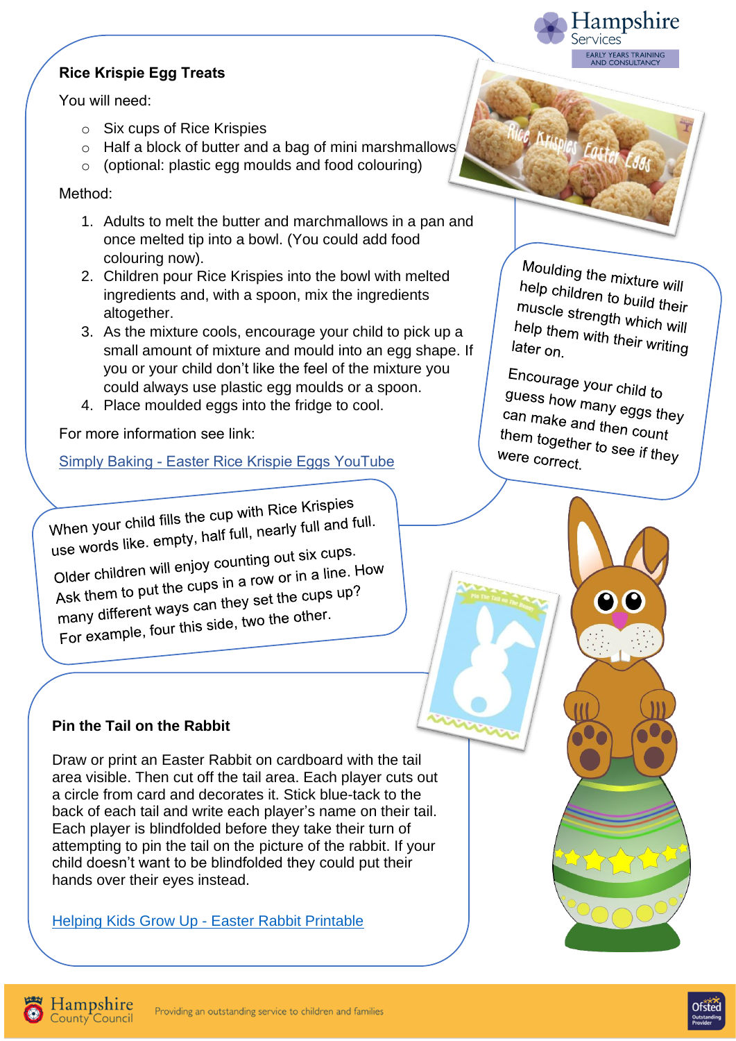## Rice Krispie Egg Treats

You will need:

- Six cups of Rice Krispies
- Half a block of butter and a bag of mini marshmallows
- (optional: plastic egg moulds and food colouring)

Method:

1. Adults to melt the butter and marchmallows in a pan and once melted tip into a bowl. (You could add food colouring now).
2. Children pour Rice Krispies into the bowl with melted ingredients and, with a spoon, mix the ingredients altogether.
3. As the mixture cools, encourage your child to pick up a small amount of mixture and mould into an egg shape. If you or your child don't like the feel of the mixture you could always use plastic egg moulds or a spoon.
4. Place moulded eggs into the fridge to cool.

For more information see link:

Simply Baking - Easter Rice Krispie Eggs YouTube

Moulding the mixture will help children to build their muscle strength which will help them with their writing later on.

Encourage your child to guess how many eggs they can make and then count them together to see if they were correct.

When your child fills the cup with Rice Krispies use words like. empty, half full, nearly full and full. Older children will enjoy counting out six cups. Ask them to put the cups in a row or in a line. How many different ways can they set the cups up? For example, four this side, two the other.

## Pin the Tail on the Rabbit

Draw or print an Easter Rabbit on cardboard with the tail area visible. Then cut off the tail area. Each player cuts out a circle from card and decorates it. Stick blue-tack to the back of each tail and write each player's name on their tail. Each player is blindfolded before they take their turn of attempting to pin the tail on the picture of the rabbit. If your child doesn't want to be blindfolded they could put their hands over their eyes instead.

Helping Kids Grow Up - Easter Rabbit Printable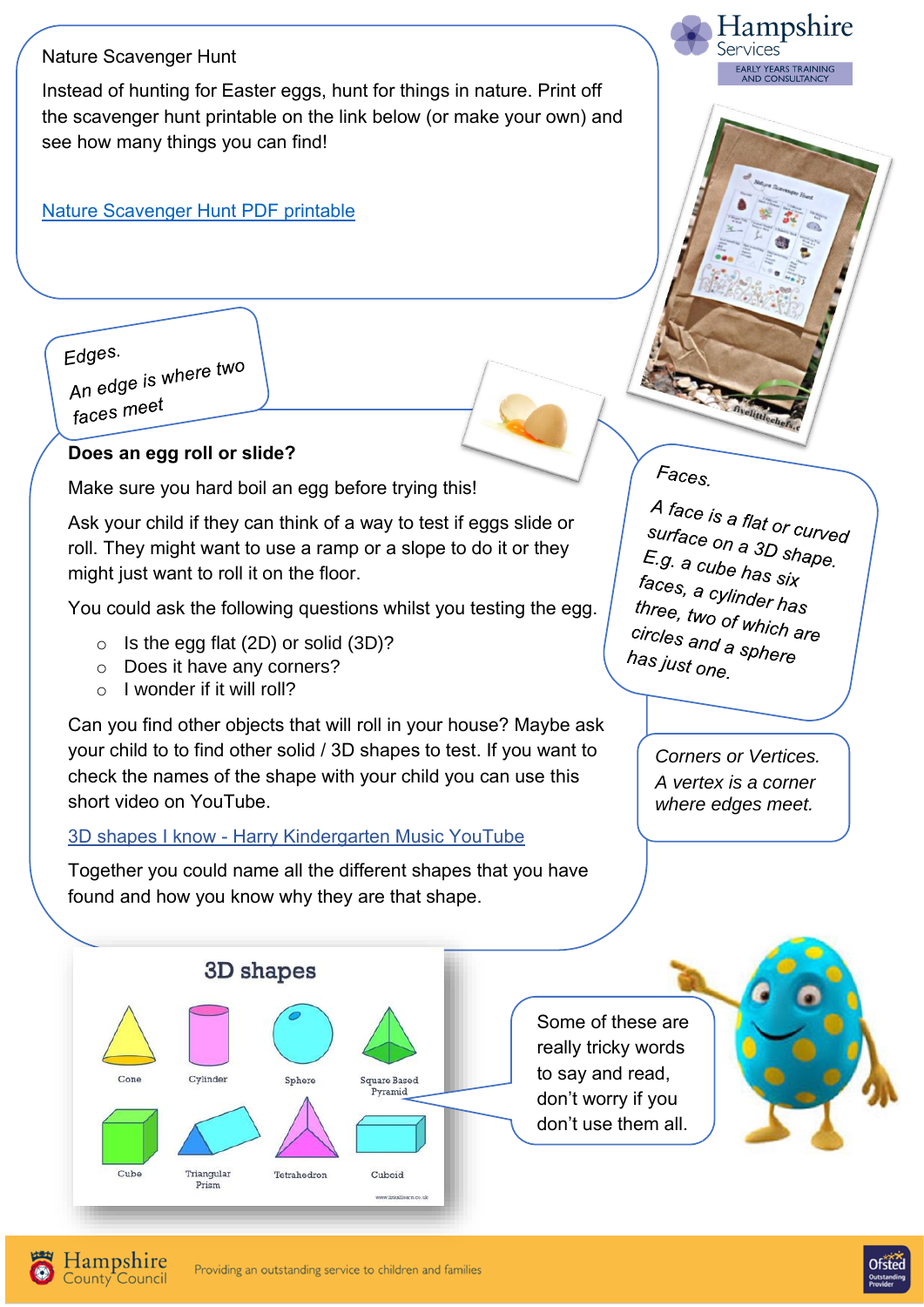Nature Scavenger Hunt

Instead of hunting for Easter eggs, hunt for things in nature. Print off the scavenger hunt printable on the link below (or make your own) and see how many things you can find!

[Nature Scavenger Hunt PDF printable]

Edges.
An edge is where two faces meet

**Does an egg roll or slide?**

Make sure you hard boil an egg before trying this!

Ask your child if they can think of a way to test if eggs slide or roll. They might want to use a ramp or a slope to do it or they might just want to roll it on the floor.

You could ask the following questions whilst you testing the egg.

- Is the egg flat (2D) or solid (3D)?
- Does it have any corners?
- I wonder if it will roll?

Can you find other objects that will roll in your house? Maybe ask your child to to find other solid / 3D shapes to test. If you want to check the names of the shape with your child you can use this short video on YouTube.

[3D shapes I know - Harry Kindergarten Music YouTube]

Together you could name all the different shapes that you have found and how you know why they are that shape.

Faces.
A face is a flat or curved surface on a 3D shape. E.g. a cube has six faces, a cylinder has three, two of which are circles and a sphere has just one.

*Corners or Vertices.*
*A vertex is a corner where edges meet.*

3D shapes

Cone, Cylinder, Sphere, Square Based Pyramid, Cube, Triangular Prism, Tetrahedron, Cuboid

Some of these are really tricky words to say and read, don't worry if you don't use them all.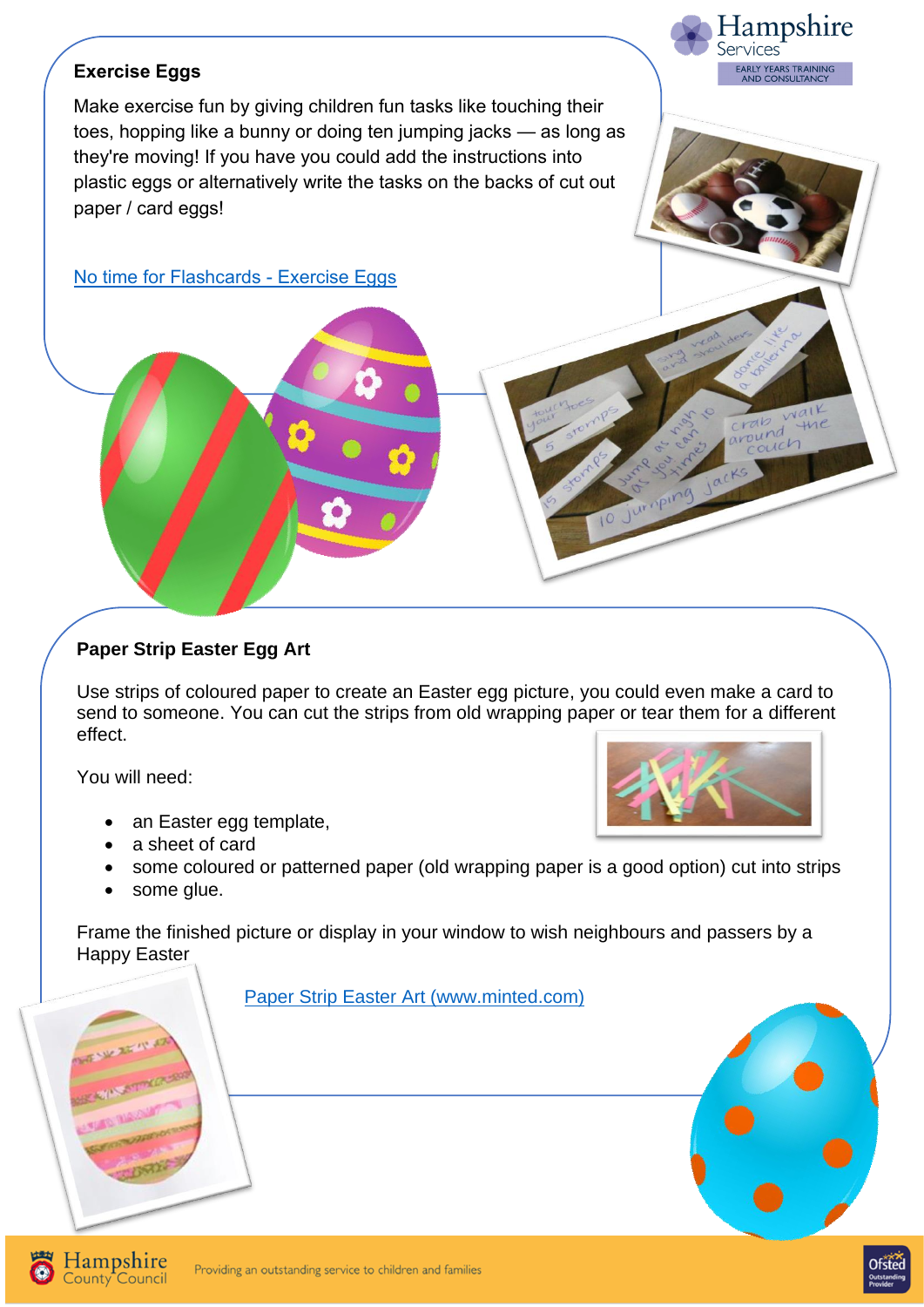### Exercise Eggs

Make exercise fun by giving children fun tasks like touching their toes, hopping like a bunny or doing ten jumping jacks — as long as they're moving! If you have you could add the instructions into plastic eggs or alternatively write the tasks on the backs of cut out paper / card eggs!

No time for Flashcards - Exercise Eggs

### Paper Strip Easter Egg Art

Use strips of coloured paper to create an Easter egg picture, you could even make a card to send to someone. You can cut the strips from old wrapping paper or tear them for a different effect.

You will need:

- an Easter egg template,
- a sheet of card
- some coloured or patterned paper (old wrapping paper is a good option) cut into strips
- some glue.

Frame the finished picture or display in your window to wish neighbours and passers by a Happy Easter

Paper Strip Easter Art (www.minted.com)